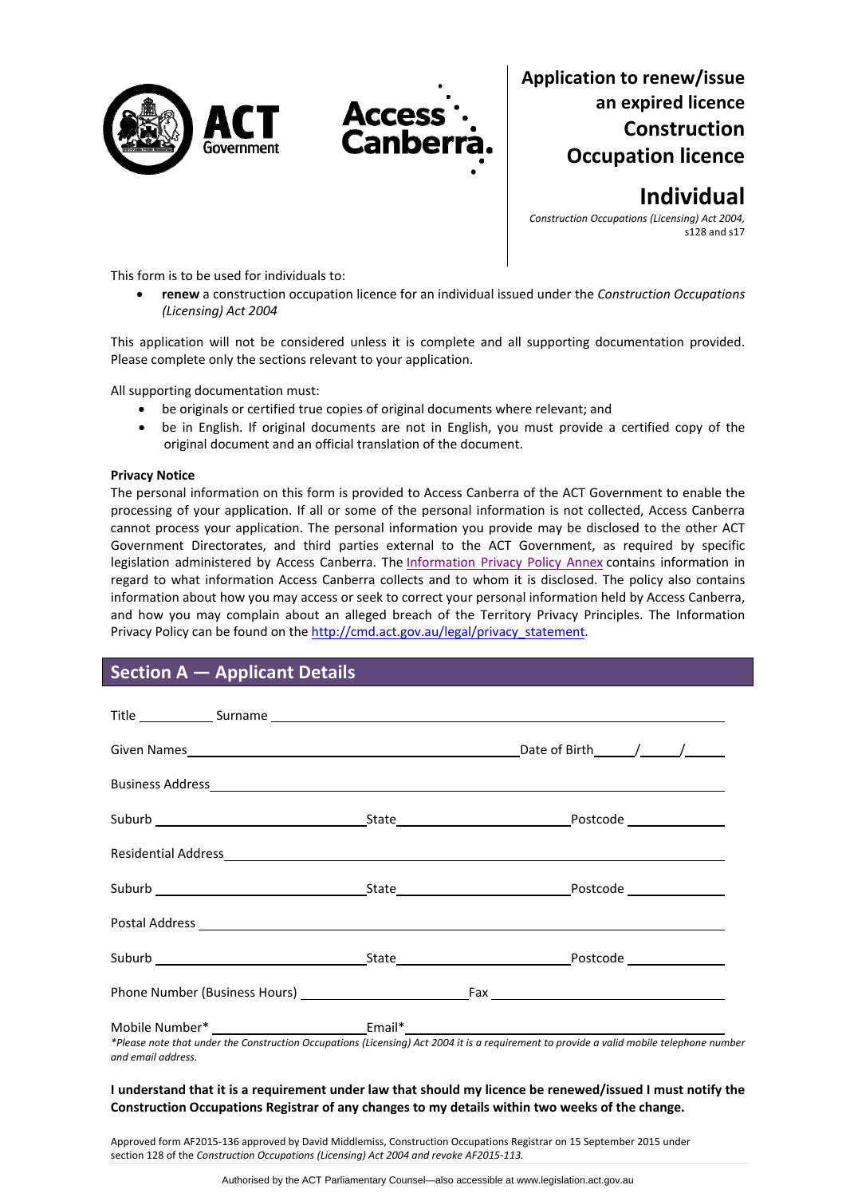# Application to renew/issue an expired licence Construction Occupation licence

## Individual

*Construction Occupations (Licensing) Act 2004,* s128 and s17

This form is to be used for individuals to:

- **renew** a construction occupation licence for an individual issued under the *Construction Occupations (Licensing) Act 2004*

This application will not be considered unless it is complete and all supporting documentation provided. Please complete only the sections relevant to your application.

All supporting documentation must:

- be originals or certified true copies of original documents where relevant; and
- be in English. If original documents are not in English, you must provide a certified copy of the original document and an official translation of the document.

**Privacy Notice**

The personal information on this form is provided to Access Canberra of the ACT Government to enable the processing of your application. If all or some of the personal information is not collected, Access Canberra cannot process your application. The personal information you provide may be disclosed to the other ACT Government Directorates, and third parties external to the ACT Government, as required by specific legislation administered by Access Canberra. The Information Privacy Policy Annex contains information in regard to what information Access Canberra collects and to whom it is disclosed. The policy also contains information about how you may access or seek to correct your personal information held by Access Canberra, and how you may complain about an alleged breach of the Territory Privacy Principles. The Information Privacy Policy can be found on the http://cmd.act.gov.au/legal/privacy_statement.

## Section A — Applicant Details

Title ____________ Surname ______________________________________________

Given Names ______________________________________ Date of Birth _____/_____/_____

Business Address ______________________________________________________

Suburb ______________________ State ______________________ Postcode ____________

Residential Address ____________________________________________________

Suburb ______________________ State ______________________ Postcode ____________

Postal Address ________________________________________________________

Suburb ______________________ State ______________________ Postcode ____________

Phone Number (Business Hours) ______________________ Fax ______________________

Mobile Number* ____________________ Email* ________________________________

*\*Please note that under the Construction Occupations (Licensing) Act 2004 it is a requirement to provide a valid mobile telephone number and email address.*

**I understand that it is a requirement under law that should my licence be renewed/issued I must notify the Construction Occupations Registrar of any changes to my details within two weeks of the change.**

Approved form AF2015-136 approved by David Middlemiss, Construction Occupations Registrar on 15 September 2015 under section 128 of the *Construction Occupations (Licensing) Act 2004 and revoke AF2015-113.*

Authorised by the ACT Parliamentary Counsel—also accessible at www.legislation.act.gov.au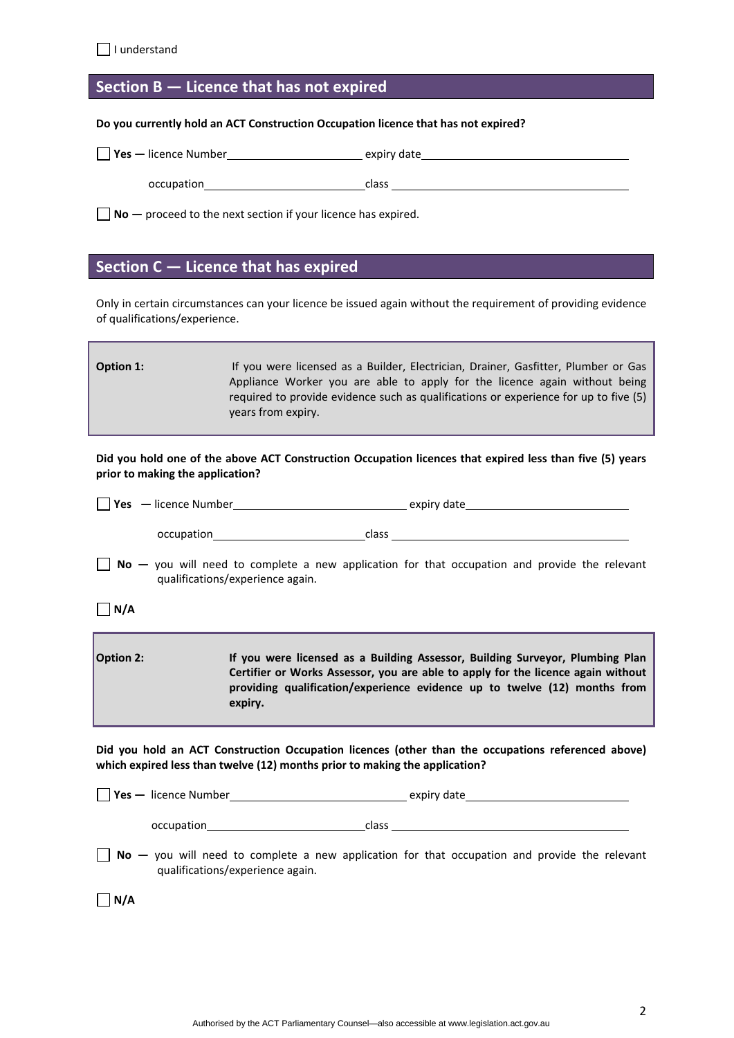☐ I understand

## Section B — Licence that has not expired

**Do you currently hold an ACT Construction Occupation licence that has not expired?**

☐ **Yes —** licence Number\_\_\_\_\_\_\_\_\_\_\_\_\_\_\_\_\_\_\_\_ expiry date\_\_\_\_\_\_\_\_\_\_\_\_\_\_\_\_\_\_\_\_

occupation\_\_\_\_\_\_\_\_\_\_\_\_\_\_\_\_\_\_\_\_ class \_\_\_\_\_\_\_\_\_\_\_\_\_\_\_\_\_\_\_\_

☐ **No —** proceed to the next section if your licence has expired.

## Section C — Licence that has expired

Only in certain circumstances can your licence be issued again without the requirement of providing evidence of qualifications/experience.

| | |
|---|---|
| **Option 1:** | If you were licensed as a Builder, Electrician, Drainer, Gasfitter, Plumber or Gas Appliance Worker you are able to apply for the licence again without being required to provide evidence such as qualifications or experience for up to five (5) years from expiry. |

**Did you hold one of the above ACT Construction Occupation licences that expired less than five (5) years prior to making the application?**

☐ **Yes —** licence Number\_\_\_\_\_\_\_\_\_\_\_\_\_\_\_\_\_\_\_\_ expiry date\_\_\_\_\_\_\_\_\_\_\_\_\_\_\_\_\_\_\_\_

occupation\_\_\_\_\_\_\_\_\_\_\_\_\_\_\_\_\_\_\_\_ class \_\_\_\_\_\_\_\_\_\_\_\_\_\_\_\_\_\_\_\_

☐ **No —** you will need to complete a new application for that occupation and provide the relevant qualifications/experience again.

☐ **N/A**

| | |
|---|---|
| **Option 2:** | **If you were licensed as a Building Assessor, Building Surveyor, Plumbing Plan Certifier or Works Assessor, you are able to apply for the licence again without providing qualification/experience evidence up to twelve (12) months from expiry.** |

**Did you hold an ACT Construction Occupation licences (other than the occupations referenced above) which expired less than twelve (12) months prior to making the application?**

☐ **Yes —** licence Number\_\_\_\_\_\_\_\_\_\_\_\_\_\_\_\_\_\_\_\_ expiry date\_\_\_\_\_\_\_\_\_\_\_\_\_\_\_\_\_\_\_\_

occupation\_\_\_\_\_\_\_\_\_\_\_\_\_\_\_\_\_\_\_\_ class \_\_\_\_\_\_\_\_\_\_\_\_\_\_\_\_\_\_\_\_

☐ **No —** you will need to complete a new application for that occupation and provide the relevant qualifications/experience again.

☐ **N/A**

Authorised by the ACT Parliamentary Counsel—also accessible at www.legislation.act.gov.au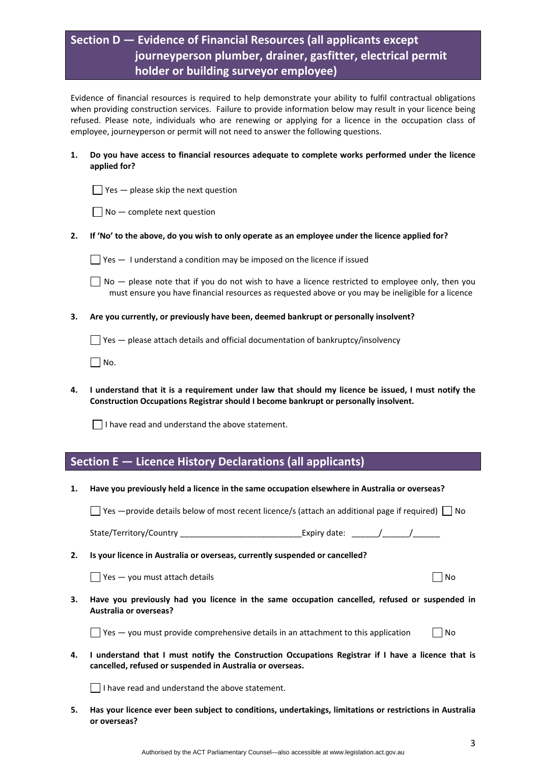## Section D — Evidence of Financial Resources (all applicants except journeyperson plumber, drainer, gasfitter, electrical permit holder or building surveyor employee)

Evidence of financial resources is required to help demonstrate your ability to fulfil contractual obligations when providing construction services. Failure to provide information below may result in your licence being refused. Please note, individuals who are renewing or applying for a licence in the occupation class of employee, journeyperson or permit will not need to answer the following questions.

**1. Do you have access to financial resources adequate to complete works performed under the licence applied for?**

☐ Yes — please skip the next question

☐ No — complete next question

**2. If 'No' to the above, do you wish to only operate as an employee under the licence applied for?**

☐ Yes — I understand a condition may be imposed on the licence if issued

☐ No — please note that if you do not wish to have a licence restricted to employee only, then you must ensure you have financial resources as requested above or you may be ineligible for a licence

**3. Are you currently, or previously have been, deemed bankrupt or personally insolvent?**

☐ Yes — please attach details and official documentation of bankruptcy/insolvency

☐ No.

**4. I understand that it is a requirement under law that should my licence be issued, I must notify the Construction Occupations Registrar should I become bankrupt or personally insolvent.**

☐ I have read and understand the above statement.

## Section E — Licence History Declarations (all applicants)

**1. Have you previously held a licence in the same occupation elsewhere in Australia or overseas?**

☐ Yes —provide details below of most recent licence/s (attach an additional page if required) ☐ No

State/Territory/Country ___________________________Expiry date: ______/______/______

**2. Is your licence in Australia or overseas, currently suspended or cancelled?**

☐ Yes — you must attach details ☐ No

**3. Have you previously had you licence in the same occupation cancelled, refused or suspended in Australia or overseas?**

☐ Yes — you must provide comprehensive details in an attachment to this application ☐ No

**4. I understand that I must notify the Construction Occupations Registrar if I have a licence that is cancelled, refused or suspended in Australia or overseas.**

☐ I have read and understand the above statement.

**5. Has your licence ever been subject to conditions, undertakings, limitations or restrictions in Australia or overseas?**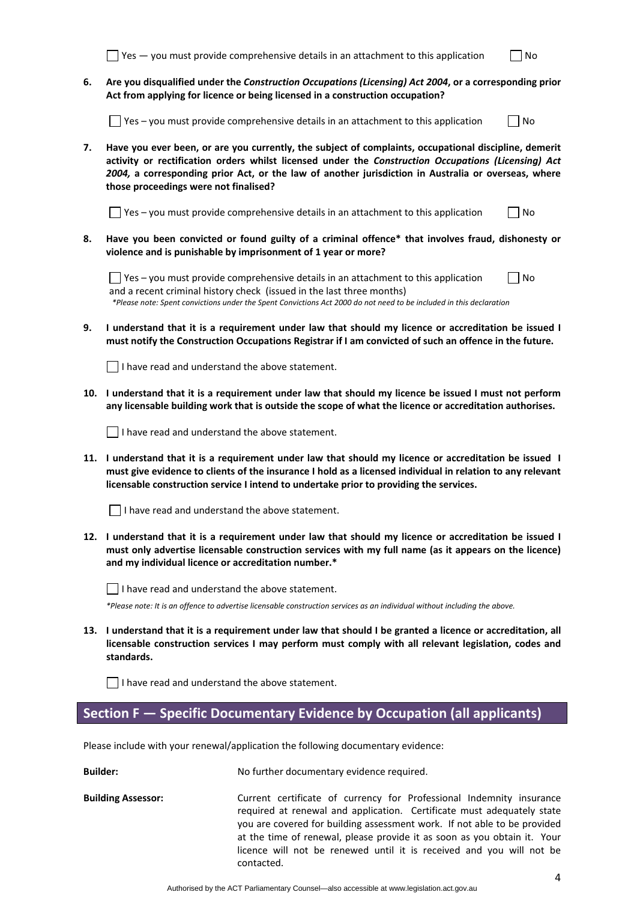☐ Yes — you must provide comprehensive details in an attachment to this application ☐ No

6. **Are you disqualified under the *Construction Occupations (Licensing) Act 2004*, or a corresponding prior Act from applying for licence or being licensed in a construction occupation?**

   ☐ Yes – you must provide comprehensive details in an attachment to this application ☐ No

7. **Have you ever been, or are you currently, the subject of complaints, occupational discipline, demerit activity or rectification orders whilst licensed under the *Construction Occupations (Licensing) Act 2004,* a corresponding prior Act, or the law of another jurisdiction in Australia or overseas, where those proceedings were not finalised?**

   ☐ Yes – you must provide comprehensive details in an attachment to this application ☐ No

8. **Have you been convicted or found guilty of a criminal offence* that involves fraud, dishonesty or violence and is punishable by imprisonment of 1 year or more?**

   ☐ Yes – you must provide comprehensive details in an attachment to this application ☐ No
   and a recent criminal history check (issued in the last three months)
   **Please note: Spent convictions under the Spent Convictions Act 2000 do not need to be included in this declaration*

9. **I understand that it is a requirement under law that should my licence or accreditation be issued I must notify the Construction Occupations Registrar if I am convicted of such an offence in the future.**

   ☐ I have read and understand the above statement.

10. **I understand that it is a requirement under law that should my licence be issued I must not perform any licensable building work that is outside the scope of what the licence or accreditation authorises.**

    ☐ I have read and understand the above statement.

11. **I understand that it is a requirement under law that should my licence or accreditation be issued I must give evidence to clients of the insurance I hold as a licensed individual in relation to any relevant licensable construction service I intend to undertake prior to providing the services.**

    ☐ I have read and understand the above statement.

12. **I understand that it is a requirement under law that should my licence or accreditation be issued I must only advertise licensable construction services with my full name (as it appears on the licence) and my individual licence or accreditation number.***

    ☐ I have read and understand the above statement.

    **Please note: It is an offence to advertise licensable construction services as an individual without including the above.*

13. **I understand that it is a requirement under law that should I be granted a licence or accreditation, all licensable construction services I may perform must comply with all relevant legislation, codes and standards.**

    ☐ I have read and understand the above statement.

## Section F — Specific Documentary Evidence by Occupation (all applicants)

Please include with your renewal/application the following documentary evidence:

**Builder:** No further documentary evidence required.

**Building Assessor:** Current certificate of currency for Professional Indemnity insurance required at renewal and application. Certificate must adequately state you are covered for building assessment work. If not able to be provided at the time of renewal, please provide it as soon as you obtain it. Your licence will not be renewed until it is received and you will not be contacted.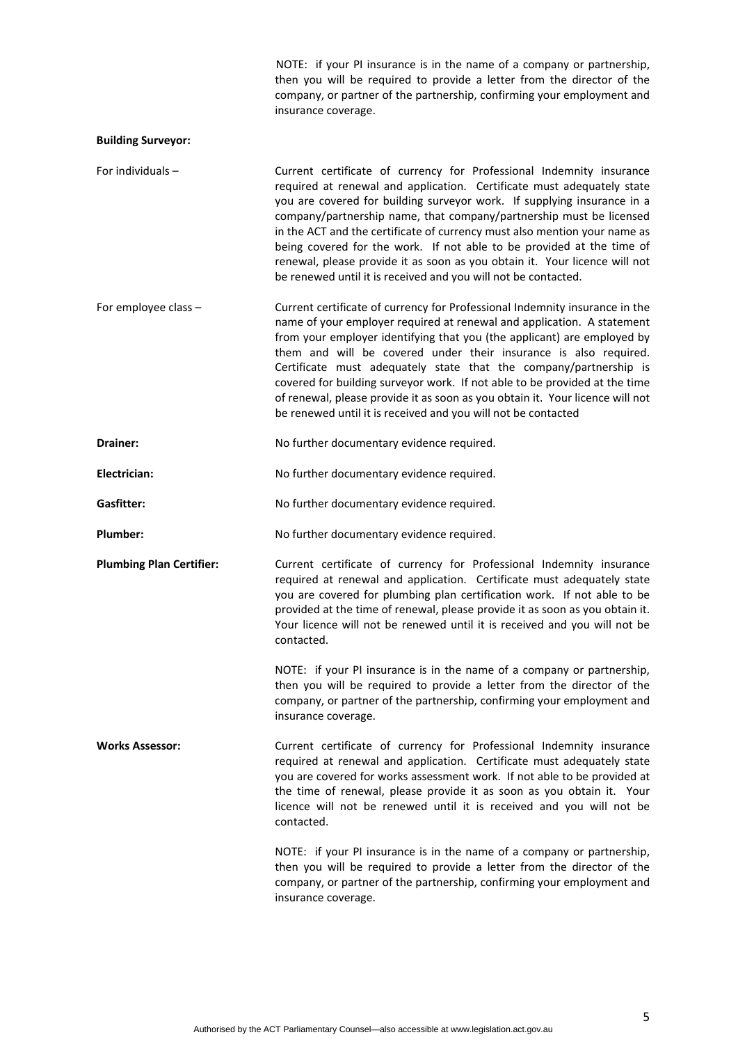NOTE: if your PI insurance is in the name of a company or partnership, then you will be required to provide a letter from the director of the company, or partner of the partnership, confirming your employment and insurance coverage.

**Building Surveyor:**

For individuals – Current certificate of currency for Professional Indemnity insurance required at renewal and application. Certificate must adequately state you are covered for building surveyor work. If supplying insurance in a company/partnership name, that company/partnership must be licensed in the ACT and the certificate of currency must also mention your name as being covered for the work. If not able to be provided at the time of renewal, please provide it as soon as you obtain it. Your licence will not be renewed until it is received and you will not be contacted.

For employee class – Current certificate of currency for Professional Indemnity insurance in the name of your employer required at renewal and application. A statement from your employer identifying that you (the applicant) are employed by them and will be covered under their insurance is also required. Certificate must adequately state that the company/partnership is covered for building surveyor work. If not able to be provided at the time of renewal, please provide it as soon as you obtain it. Your licence will not be renewed until it is received and you will not be contacted

**Drainer:** No further documentary evidence required.

**Electrician:** No further documentary evidence required.

**Gasfitter:** No further documentary evidence required.

**Plumber:** No further documentary evidence required.

**Plumbing Plan Certifier:** Current certificate of currency for Professional Indemnity insurance required at renewal and application. Certificate must adequately state you are covered for plumbing plan certification work. If not able to be provided at the time of renewal, please provide it as soon as you obtain it. Your licence will not be renewed until it is received and you will not be contacted.

NOTE: if your PI insurance is in the name of a company or partnership, then you will be required to provide a letter from the director of the company, or partner of the partnership, confirming your employment and insurance coverage.

**Works Assessor:** Current certificate of currency for Professional Indemnity insurance required at renewal and application. Certificate must adequately state you are covered for works assessment work. If not able to be provided at the time of renewal, please provide it as soon as you obtain it. Your licence will not be renewed until it is received and you will not be contacted.

NOTE: if your PI insurance is in the name of a company or partnership, then you will be required to provide a letter from the director of the company, or partner of the partnership, confirming your employment and insurance coverage.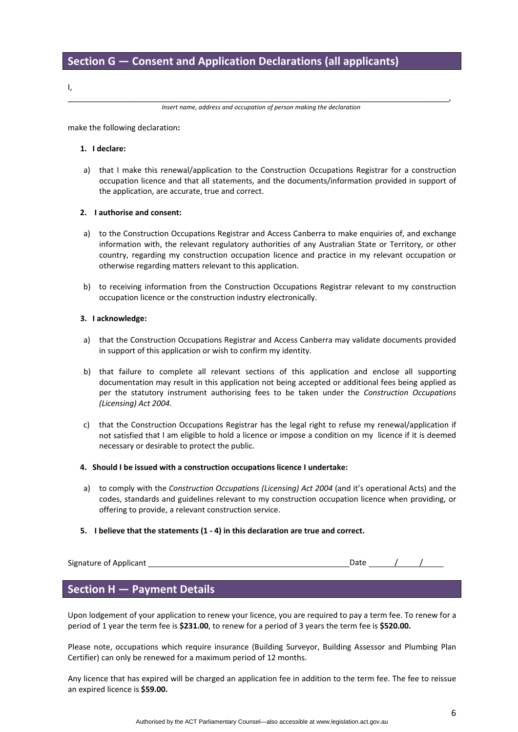## Section G — Consent and Application Declarations (all applicants)

I,

______________________________________________________________________________________________,

*Insert name, address and occupation of person making the declaration*

make the following declaration**:**

1. **I declare:**

   a) that I make this renewal/application to the Construction Occupations Registrar for a construction occupation licence and that all statements, and the documents/information provided in support of the application, are accurate, true and correct.

2. **I authorise and consent:**

   a) to the Construction Occupations Registrar and Access Canberra to make enquiries of, and exchange information with, the relevant regulatory authorities of any Australian State or Territory, or other country, regarding my construction occupation licence and practice in my relevant occupation or otherwise regarding matters relevant to this application.

   b) to receiving information from the Construction Occupations Registrar relevant to my construction occupation licence or the construction industry electronically.

3. **I acknowledge:**

   a) that the Construction Occupations Registrar and Access Canberra may validate documents provided in support of this application or wish to confirm my identity.

   b) that failure to complete all relevant sections of this application and enclose all supporting documentation may result in this application not being accepted or additional fees being applied as per the statutory instrument authorising fees to be taken under the *Construction Occupations (Licensing) Act 2004.*

   c) that the Construction Occupations Registrar has the legal right to refuse my renewal/application if not satisfied that I am eligible to hold a licence or impose a condition on my licence if it is deemed necessary or desirable to protect the public.

4. **Should I be issued with a construction occupations licence I undertake:**

   a) to comply with the *Construction Occupations (Licensing) Act 2004* (and it's operational Acts) and the codes, standards and guidelines relevant to my construction occupation licence when providing, or offering to provide, a relevant construction service.

5. **I believe that the statements (1 - 4) in this declaration are true and correct.**

Signature of Applicant ______________________________ Date ____/____/____

## Section H — Payment Details

Upon lodgement of your application to renew your licence, you are required to pay a term fee. To renew for a period of 1 year the term fee is **$231.00**, to renew for a period of 3 years the term fee is **$520.00.**

Please note, occupations which require insurance (Building Surveyor, Building Assessor and Plumbing Plan Certifier) can only be renewed for a maximum period of 12 months.

Any licence that has expired will be charged an application fee in addition to the term fee. The fee to reissue an expired licence is **$59.00.**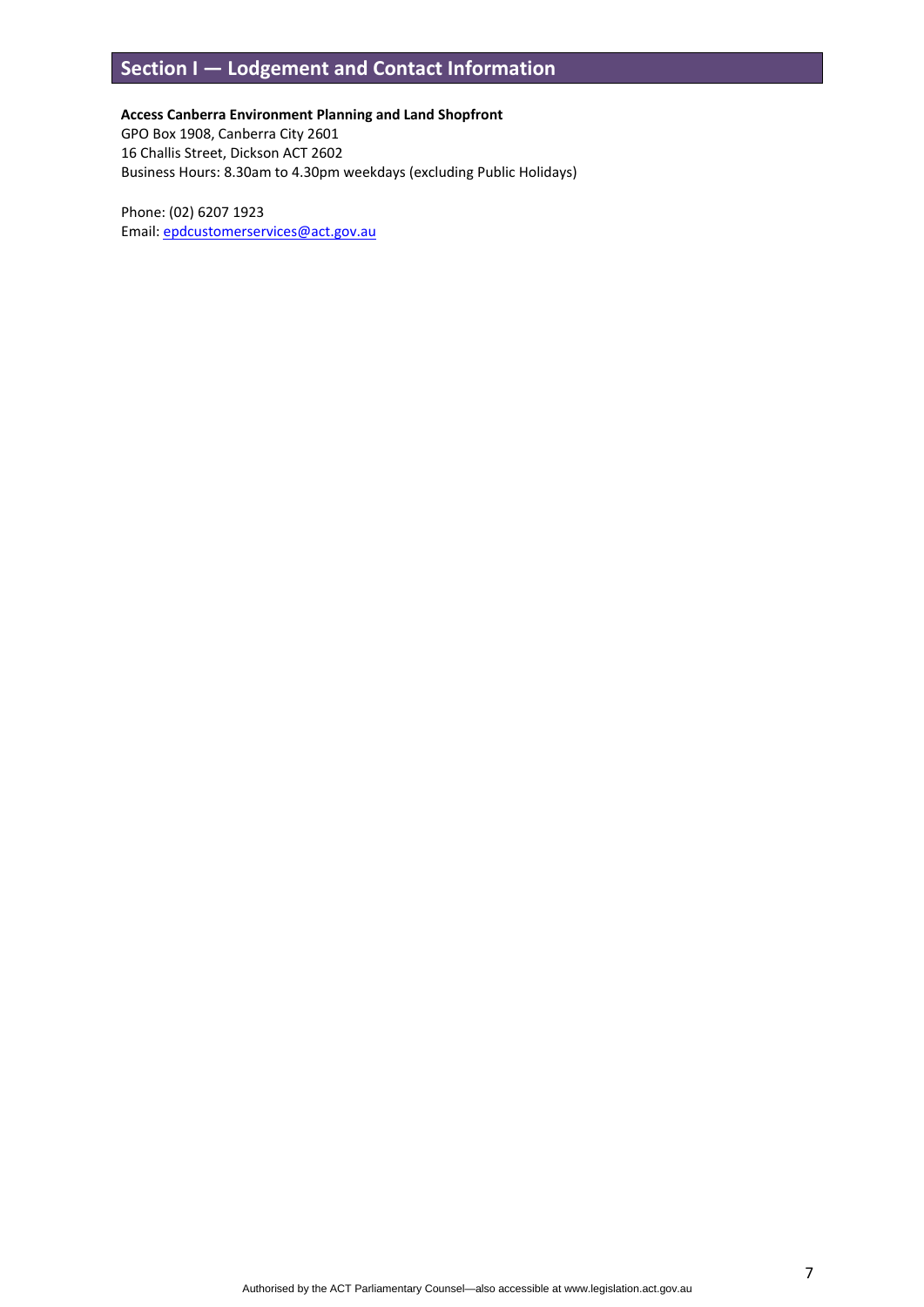## Section I — Lodgement and Contact Information

**Access Canberra Environment Planning and Land Shopfront**
GPO Box 1908, Canberra City 2601
16 Challis Street, Dickson ACT 2602
Business Hours: 8.30am to 4.30pm weekdays (excluding Public Holidays)

Phone: (02) 6207 1923
Email: epdcustomerservices@act.gov.au